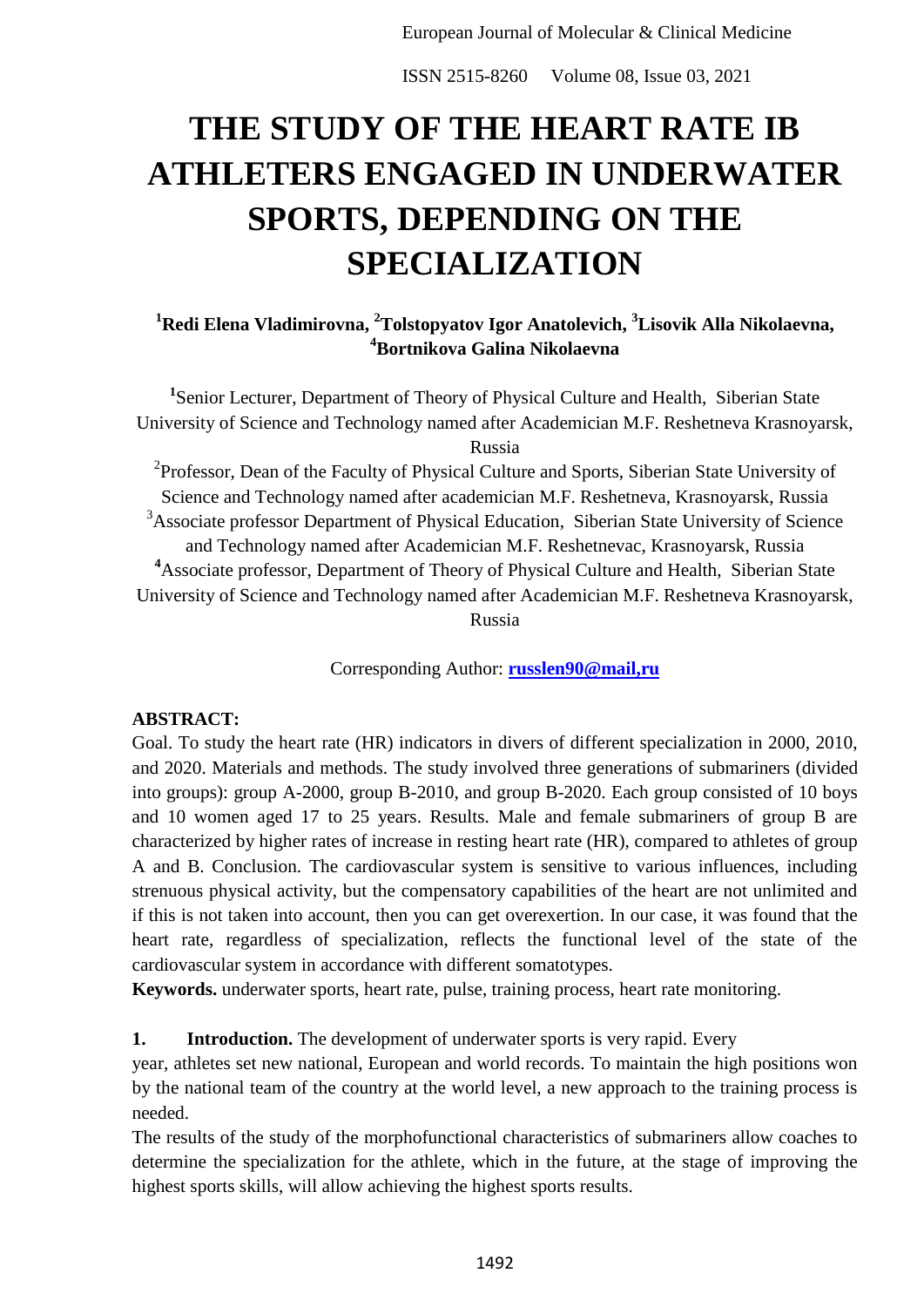# THE STUDY OF THE HEART RATE IB ATHLETERS ENGAGED IN UNDERWATER SPORTS, DEPENDING ON THE SPECIALIZATION

**[1]Redi Elena Vladimirovna, [2]Tolstopyatov Igor Anatolevich, [3]Lisovik Alla Nikolaevna, [4]Bortnikova Galina Nikolaevna**

[1]Senior Lecturer, Department of Theory of Physical Culture and Health, Siberian State University of Science and Technology named after Academician M.F. Reshetneva Krasnoyarsk, Russia

[2]Professor, Dean of the Faculty of Physical Culture and Sports, Siberian State University of Science and Technology named after academician M.F. Reshetneva, Krasnoyarsk, Russia

[3]Associate professor Department of Physical Education, Siberian State University of Science and Technology named after Academician M.F. Reshetnevac, Krasnoyarsk, Russia

[4]Associate professor, Department of Theory of Physical Culture and Health, Siberian State University of Science and Technology named after Academician M.F. Reshetneva Krasnoyarsk, Russia

Corresponding Author: **russlen90@mail,ru**

**ABSTRACT:**

Goal. To study the heart rate (HR) indicators in divers of different specialization in 2000, 2010, and 2020. Materials and methods. The study involved three generations of submariners (divided into groups): group A-2000, group B-2010, and group B-2020. Each group consisted of 10 boys and 10 women aged 17 to 25 years. Results. Male and female submariners of group B are characterized by higher rates of increase in resting heart rate (HR), compared to athletes of group A and B. Conclusion. The cardiovascular system is sensitive to various influences, including strenuous physical activity, but the compensatory capabilities of the heart are not unlimited and if this is not taken into account, then you can get overexertion. In our case, it was found that the heart rate, regardless of specialization, reflects the functional level of the state of the cardiovascular system in accordance with different somatotypes.

**Keywords.** underwater sports, heart rate, pulse, training process, heart rate monitoring.

**1. Introduction.** The development of underwater sports is very rapid. Every year, athletes set new national, European and world records. To maintain the high positions won by the national team of the country at the world level, a new approach to the training process is needed.

The results of the study of the morphofunctional characteristics of submariners allow coaches to determine the specialization for the athlete, which in the future, at the stage of improving the highest sports skills, will allow achieving the highest sports results.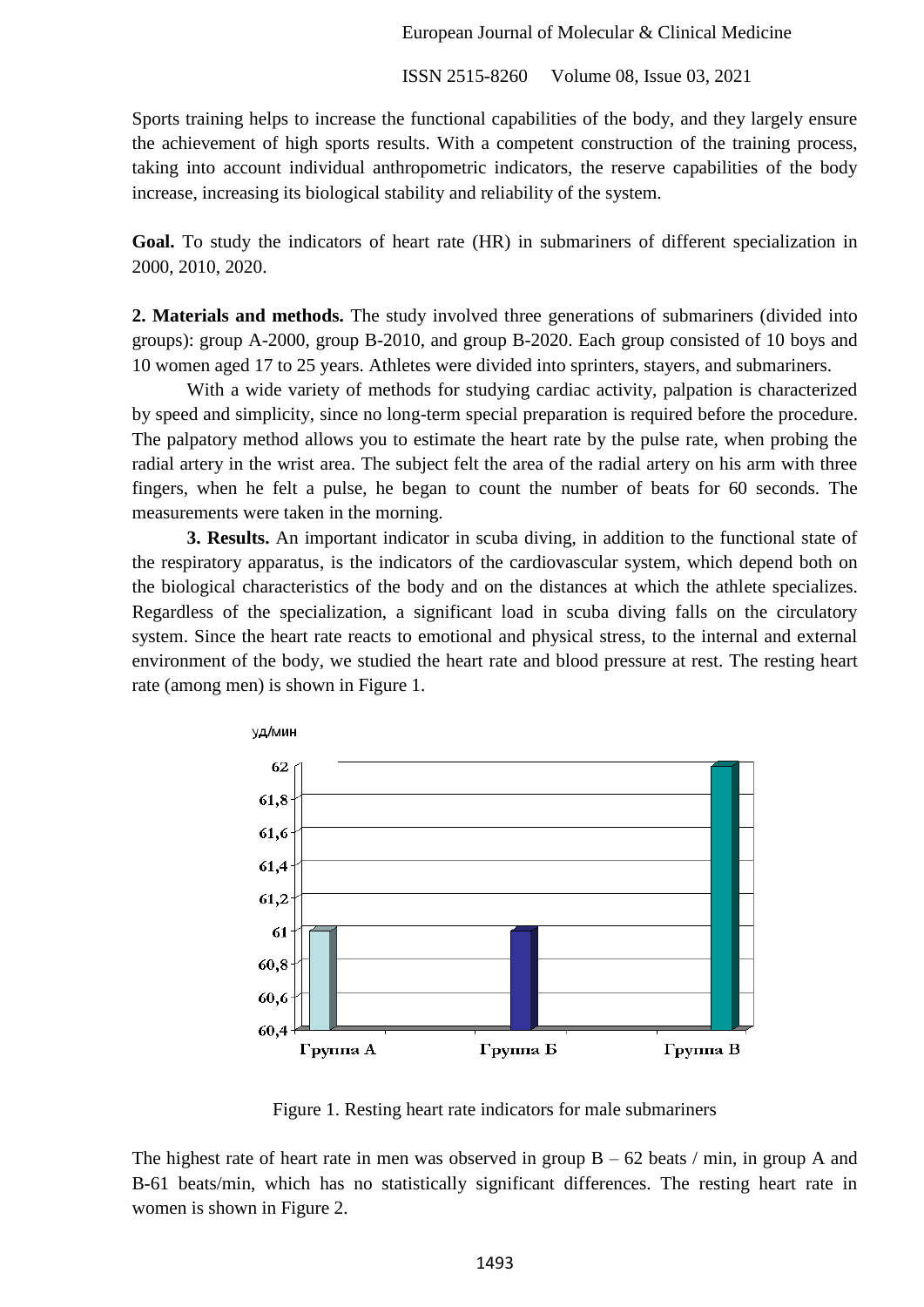Sports training helps to increase the functional capabilities of the body, and they largely ensure the achievement of high sports results. With a competent construction of the training process, taking into account individual anthropometric indicators, the reserve capabilities of the body increase, increasing its biological stability and reliability of the system.

**Goal.** To study the indicators of heart rate (HR) in submariners of different specialization in 2000, 2010, 2020.

**2. Materials and methods.** The study involved three generations of submariners (divided into groups): group A-2000, group B-2010, and group B-2020. Each group consisted of 10 boys and 10 women aged 17 to 25 years. Athletes were divided into sprinters, stayers, and submariners.

With a wide variety of methods for studying cardiac activity, palpation is characterized by speed and simplicity, since no long-term special preparation is required before the procedure. The palpatory method allows you to estimate the heart rate by the pulse rate, when probing the radial artery in the wrist area. The subject felt the area of the radial artery on his arm with three fingers, when he felt a pulse, he began to count the number of beats for 60 seconds. The measurements were taken in the morning.

**3. Results.** An important indicator in scuba diving, in addition to the functional state of the respiratory apparatus, is the indicators of the cardiovascular system, which depend both on the biological characteristics of the body and on the distances at which the athlete specializes. Regardless of the specialization, a significant load in scuba diving falls on the circulatory system. Since the heart rate reacts to emotional and physical stress, to the internal and external environment of the body, we studied the heart rate and blood pressure at rest. The resting heart rate (among men) is shown in Figure 1.

уд/мин

| | Группа А | Группа Б | Группа В |
|---|---|---|---|
| уд/мин | 61 | 61 | 62 |

Figure 1. Resting heart rate indicators for male submariners

The highest rate of heart rate in men was observed in group B – 62 beats / min, in group A and B-61 beats/min, which has no statistically significant differences. The resting heart rate in women is shown in Figure 2.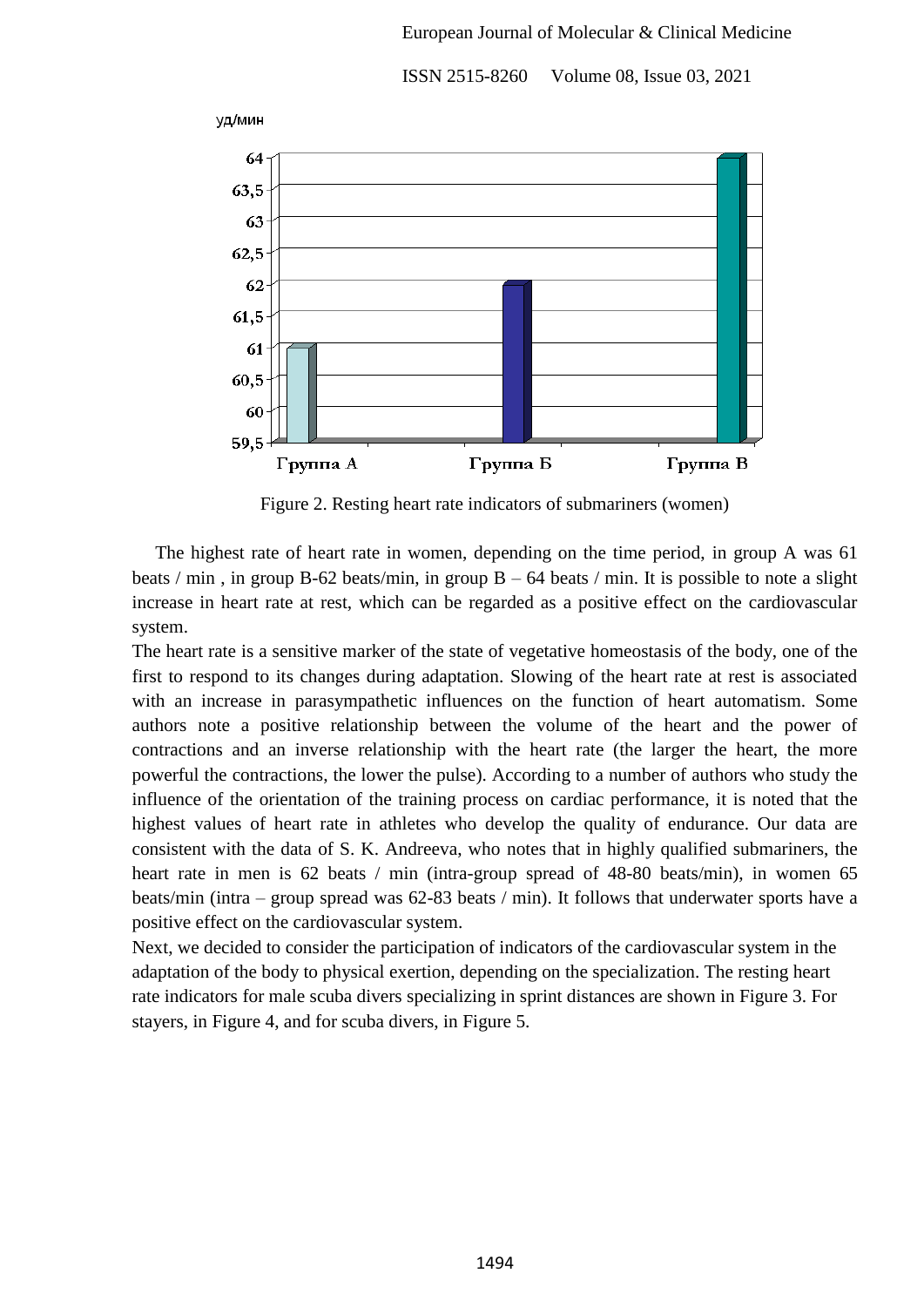Figure 2. Resting heart rate indicators of submariners (women)

The highest rate of heart rate in women, depending on the time period, in group A was 61 beats / min , in group B-62 beats/min, in group B – 64 beats / min. It is possible to note a slight increase in heart rate at rest, which can be regarded as a positive effect on the cardiovascular system.

The heart rate is a sensitive marker of the state of vegetative homeostasis of the body, one of the first to respond to its changes during adaptation. Slowing of the heart rate at rest is associated with an increase in parasympathetic influences on the function of heart automatism. Some authors note a positive relationship between the volume of the heart and the power of contractions and an inverse relationship with the heart rate (the larger the heart, the more powerful the contractions, the lower the pulse). According to a number of authors who study the influence of the orientation of the training process on cardiac performance, it is noted that the highest values of heart rate in athletes who develop the quality of endurance. Our data are consistent with the data of S. K. Andreeva, who notes that in highly qualified submariners, the heart rate in men is 62 beats / min (intra-group spread of 48-80 beats/min), in women 65 beats/min (intra – group spread was 62-83 beats / min). It follows that underwater sports have a positive effect on the cardiovascular system.

Next, we decided to consider the participation of indicators of the cardiovascular system in the adaptation of the body to physical exertion, depending on the specialization. The resting heart rate indicators for male scuba divers specializing in sprint distances are shown in Figure 3. For stayers, in Figure 4, and for scuba divers, in Figure 5.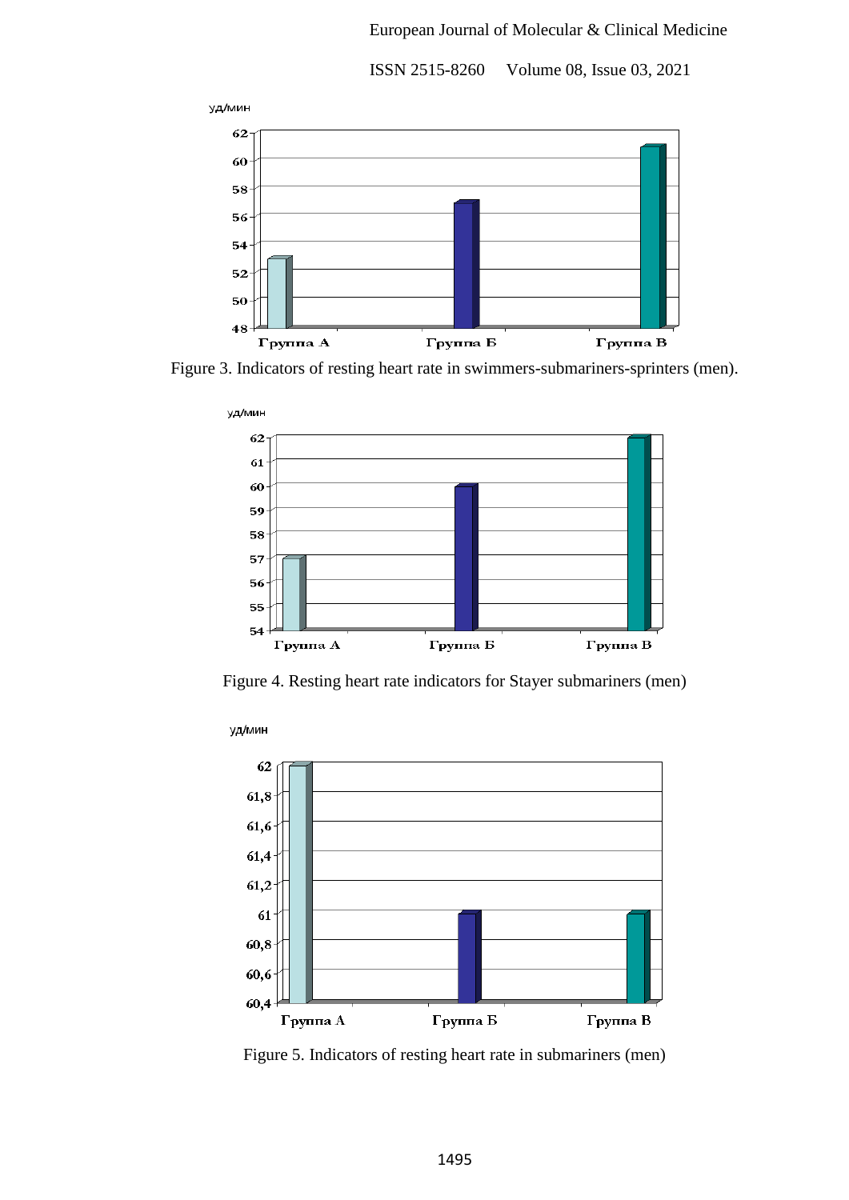Figure 3. Indicators of resting heart rate in swimmers-submariners-sprinters (men).

Figure 4. Resting heart rate indicators for Stayer submariners (men)

Figure 5. Indicators of resting heart rate in submariners (men)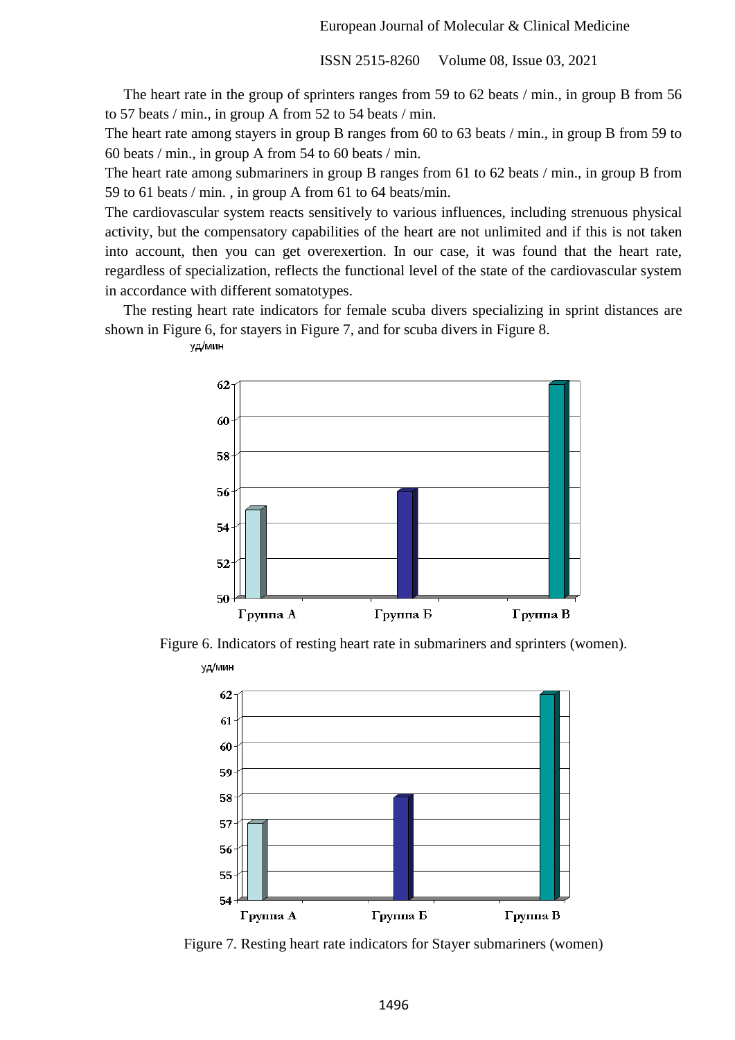The heart rate in the group of sprinters ranges from 59 to 62 beats / min., in group B from 56 to 57 beats / min., in group A from 52 to 54 beats / min.

The heart rate among stayers in group B ranges from 60 to 63 beats / min., in group B from 59 to 60 beats / min., in group A from 54 to 60 beats / min.

The heart rate among submariners in group B ranges from 61 to 62 beats / min., in group B from 59 to 61 beats / min. , in group A from 61 to 64 beats/min.

The cardiovascular system reacts sensitively to various influences, including strenuous physical activity, but the compensatory capabilities of the heart are not unlimited and if this is not taken into account, then you can get overexertion. In our case, it was found that the heart rate, regardless of specialization, reflects the functional level of the state of the cardiovascular system in accordance with different somatotypes.

The resting heart rate indicators for female scuba divers specializing in sprint distances are shown in Figure 6, for stayers in Figure 7, and for scuba divers in Figure 8.

Figure 6. Indicators of resting heart rate in submariners and sprinters (women).

Figure 7. Resting heart rate indicators for Stayer submariners (women)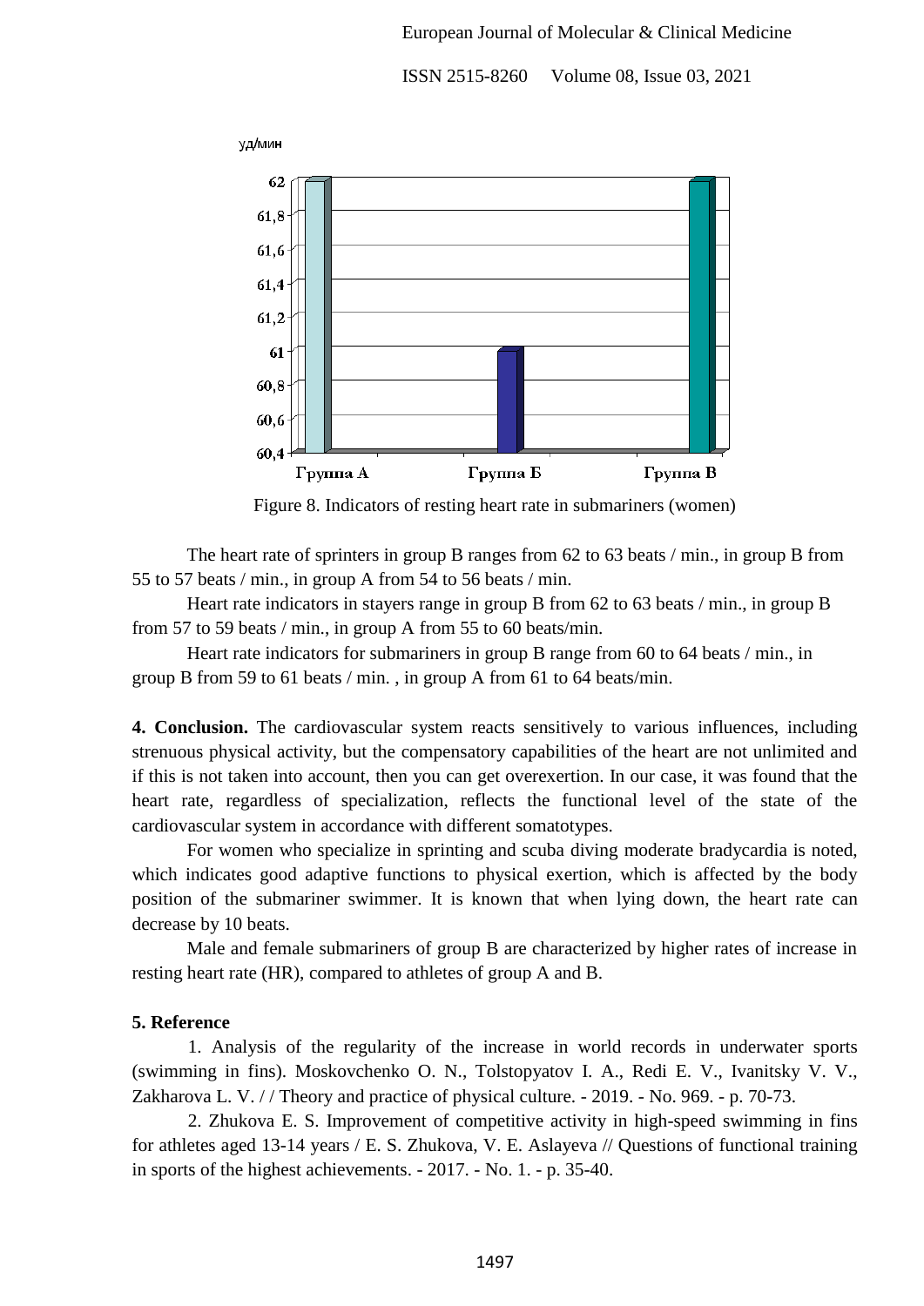Figure 8. Indicators of resting heart rate in submariners (women)

The heart rate of sprinters in group B ranges from 62 to 63 beats / min., in group B from 55 to 57 beats / min., in group A from 54 to 56 beats / min.

Heart rate indicators in stayers range in group B from 62 to 63 beats / min., in group B from 57 to 59 beats / min., in group A from 55 to 60 beats/min.

Heart rate indicators for submariners in group B range from 60 to 64 beats / min., in group B from 59 to 61 beats / min. , in group A from 61 to 64 beats/min.

**4. Conclusion.** The cardiovascular system reacts sensitively to various influences, including strenuous physical activity, but the compensatory capabilities of the heart are not unlimited and if this is not taken into account, then you can get overexertion. In our case, it was found that the heart rate, regardless of specialization, reflects the functional level of the state of the cardiovascular system in accordance with different somatotypes.

For women who specialize in sprinting and scuba diving moderate bradycardia is noted, which indicates good adaptive functions to physical exertion, which is affected by the body position of the submariner swimmer. It is known that when lying down, the heart rate can decrease by 10 beats.

Male and female submariners of group B are characterized by higher rates of increase in resting heart rate (HR), compared to athletes of group A and B.

**5. Reference**

1. Analysis of the regularity of the increase in world records in underwater sports (swimming in fins). Moskovchenko O. N., Tolstopyatov I. A., Redi E. V., Ivanitsky V. V., Zakharova L. V. / / Theory and practice of physical culture. - 2019. - No. 969. - p. 70-73.

2. Zhukova E. S. Improvement of competitive activity in high-speed swimming in fins for athletes aged 13-14 years / E. S. Zhukova, V. E. Aslayeva // Questions of functional training in sports of the highest achievements. - 2017. - No. 1. - p. 35-40.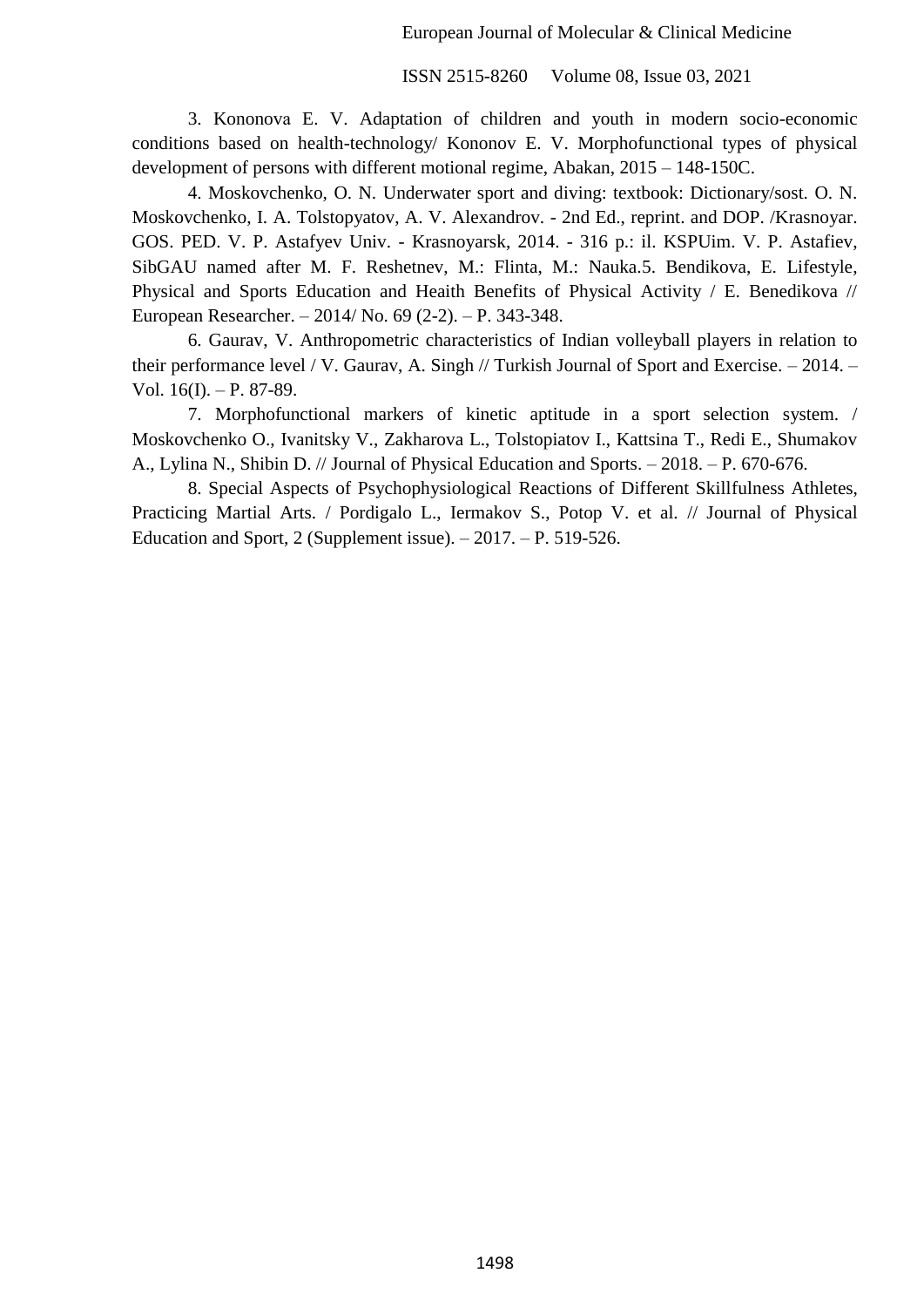3. Kononova E. V. Adaptation of children and youth in modern socio-economic conditions based on health-technology/ Kononov E. V. Morphofunctional types of physical development of persons with different motional regime, Abakan, 2015 – 148-150C.

4. Moskovchenko, O. N. Underwater sport and diving: textbook: Dictionary/sost. O. N. Moskovchenko, I. A. Tolstopyatov, A. V. Alexandrov. - 2nd Ed., reprint. and DOP. /Krasnoyar. GOS. PED. V. P. Astafyev Univ. - Krasnoyarsk, 2014. - 316 p.: il. KSPUim. V. P. Astafiev, SibGAU named after M. F. Reshetnev, M.: Flinta, M.: Nauka.5. Bendikova, E. Lifestyle, Physical and Sports Education and Heaith Benefits of Physical Activity / E. Benedikova // European Researcher. – 2014/ No. 69 (2-2). – P. 343-348.

6. Gaurav, V. Anthropometric characteristics of Indian volleyball players in relation to their performance level / V. Gaurav, A. Singh // Turkish Journal of Sport and Exercise. – 2014. – Vol. 16(I). – P. 87-89.

7. Morphofunctional markers of kinetic aptitude in a sport selection system. / Moskovchenko O., Ivanitsky V., Zakharova L., Tolstopiatov I., Kattsina T., Redi E., Shumakov A., Lylina N., Shibin D. // Journal of Physical Education and Sports. – 2018. – P. 670-676.

8. Special Aspects of Psychophysiological Reactions of Different Skillfulness Athletes, Practicing Martial Arts. / Pordigalo L., Iermakov S., Potop V. et al. // Journal of Physical Education and Sport, 2 (Supplement issue). – 2017. – P. 519-526.